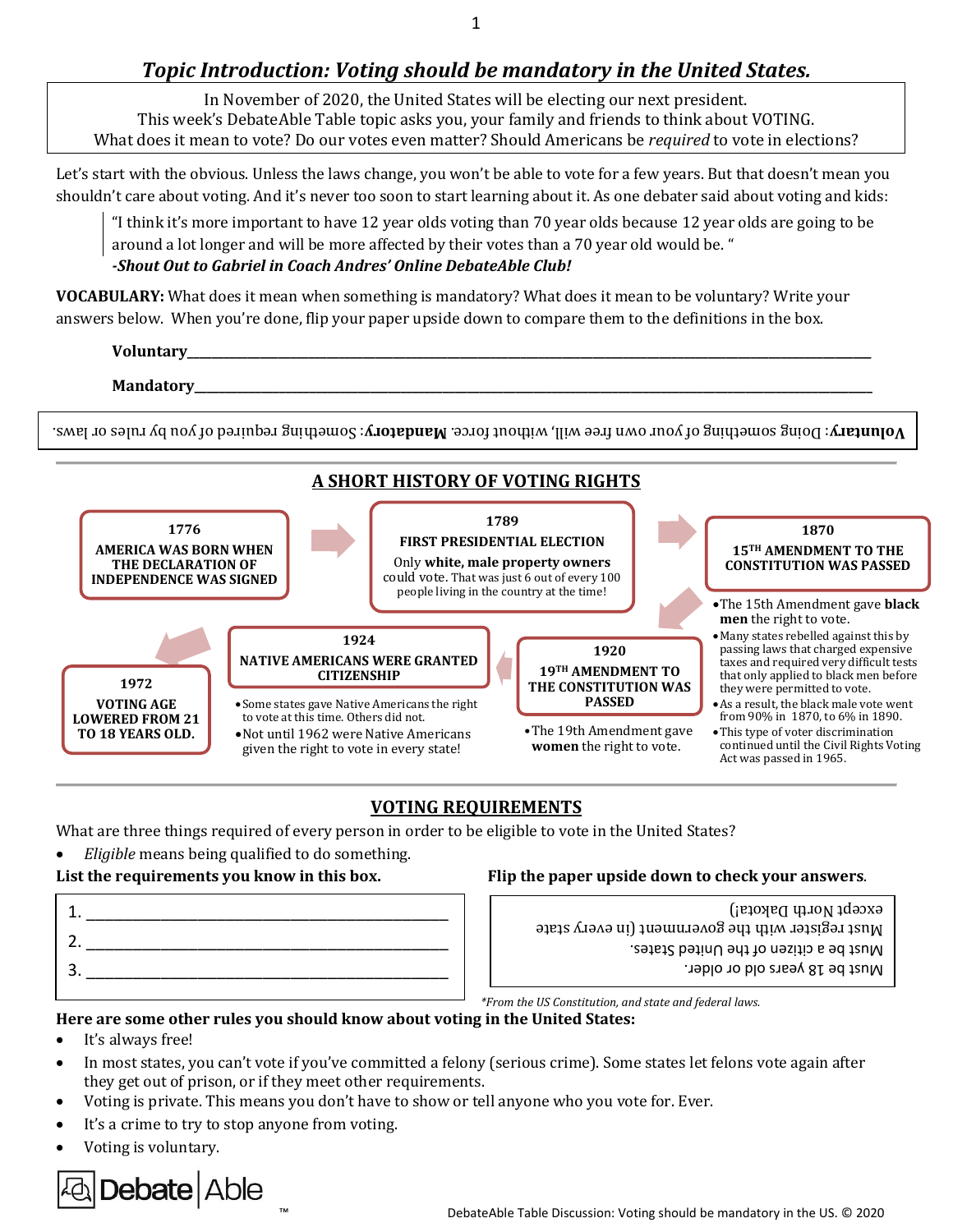## *Topic Introduction: Voting should be mandatory in the United States.*

In November of 2020, the United States will be electing our next president.
This week's DebateAble Table topic asks you, your family and friends to think about VOTING.
What does it mean to vote? Do our votes even matter? Should Americans be *required* to vote in elections?

Let's start with the obvious. Unless the laws change, you won't be able to vote for a few years. But that doesn't mean you shouldn't care about voting. And it's never too soon to start learning about it. As one debater said about voting and kids:

> "I think it's more important to have 12 year olds voting than 70 year olds because 12 year olds are going to be around a lot longer and will be more affected by their votes than a 70 year old would be. "
> ***-Shout Out to Gabriel in Coach Andres' Online DebateAble Club!***

**VOCABULARY:** What does it mean when something is mandatory? What does it mean to be voluntary? Write your answers below. When you're done, flip your paper upside down to compare them to the definitions in the box.

**Voluntary**______________________________________________

**Mandatory**______________________________________________

**Voluntary**: Doing something of your own free will, without force. **Mandatory**: Something required of you by rules or laws.

## A SHORT HISTORY OF VOTING RIGHTS

**1776**
**AMERICA WAS BORN WHEN THE DECLARATION OF INDEPENDENCE WAS SIGNED**

**1789**
**FIRST PRESIDENTIAL ELECTION**
Only **white, male property owners** could vote. That was just 6 out of every 100 people living in the country at the time!

**1870**
**15TH AMENDMENT TO THE CONSTITUTION WAS PASSED**

- The 15th Amendment gave **black men** the right to vote.
- Many states rebelled against this by passing laws that charged expensive taxes and required very difficult tests that only applied to black men before they were permitted to vote.
- As a result, the black male vote went from 90% in 1870, to 6% in 1890.
- This type of voter discrimination continued until the Civil Rights Voting Act was passed in 1965.

**1920**
**19TH AMENDMENT TO THE CONSTITUTION WAS PASSED**

- The 19th Amendment gave **women** the right to vote.

**1924**
**NATIVE AMERICANS WERE GRANTED CITIZENSHIP**

- Some states gave Native Americans the right to vote at this time. Others did not.
- Not until 1962 were Native Americans given the right to vote in every state!

**1972**
**VOTING AGE LOWERED FROM 21 TO 18 YEARS OLD.**

## VOTING REQUIREMENTS

What are three things required of every person in order to be eligible to vote in the United States?

- *Eligible* means being qualified to do something.

**List the requirements you know in this box.**

1. ______________________________
2. ______________________________
3. ______________________________

**Flip the paper upside down to check your answers.**

Must be 18 years old or older.
Must be a citizen of the United States.
Must register with the government (in every state except North Dakota!)

*\*From the US Constitution, and state and federal laws.*

**Here are some other rules you should know about voting in the United States:**

- It's always free!
- In most states, you can't vote if you've committed a felony (serious crime). Some states let felons vote again after they get out of prison, or if they meet other requirements.
- Voting is private. This means you don't have to show or tell anyone who you vote for. Ever.
- It's a crime to try to stop anyone from voting.
- Voting is voluntary.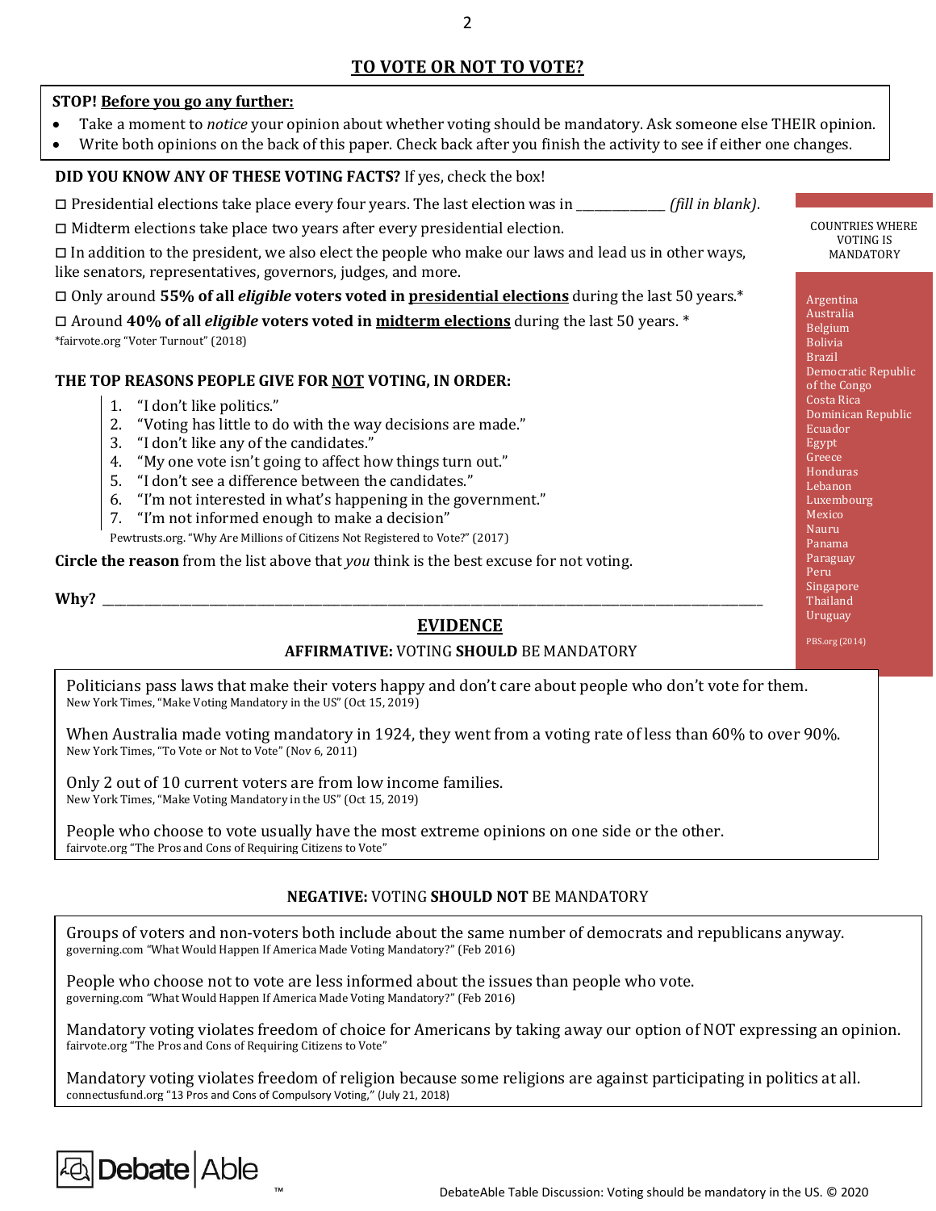## TO VOTE OR NOT TO VOTE?

**STOP! Before you go any further:**

- Take a moment to *notice* your opinion about whether voting should be mandatory. Ask someone else THEIR opinion.
- Write both opinions on the back of this paper. Check back after you finish the activity to see if either one changes.

**DID YOU KNOW ANY OF THESE VOTING FACTS?** If yes, check the box!

◻ Presidential elections take place every four years. The last election was in ______________ *(fill in blank)*.

◻ Midterm elections take place two years after every presidential election.

◻ In addition to the president, we also elect the people who make our laws and lead us in other ways, like senators, representatives, governors, judges, and more.

◻ Only around **55% of all *eligible* voters voted in presidential elections** during the last 50 years.*

◻ Around **40% of all *eligible* voters voted in midterm elections** during the last 50 years. *

*fairvote.org "Voter Turnout" (2018)

**COUNTRIES WHERE VOTING IS MANDATORY**

Argentina
Australia
Belgium
Bolivia
Brazil
Democratic Republic of the Congo
Costa Rica
Dominican Republic
Ecuador
Egypt
Greece
Honduras
Lebanon
Luxembourg
Mexico
Nauru
Panama
Paraguay
Peru
Singapore
Thailand
Uruguay

PBS.org (2014)

**THE TOP REASONS PEOPLE GIVE FOR NOT VOTING, IN ORDER:**

1. "I don't like politics."
2. "Voting has little to do with the way decisions are made."
3. "I don't like any of the candidates."
4. "My one vote isn't going to affect how things turn out."
5. "I don't see a difference between the candidates."
6. "I'm not interested in what's happening in the government."
7. "I'm not informed enough to make a decision"

Pewtrusts.org. "Why Are Millions of Citizens Not Registered to Vote?" (2017)

**Circle the reason** from the list above that *you* think is the best excuse for not voting.

**Why?** ______________________________________________________________________________________

## EVIDENCE

### AFFIRMATIVE: VOTING SHOULD BE MANDATORY

Politicians pass laws that make their voters happy and don't care about people who don't vote for them.
New York Times, "Make Voting Mandatory in the US" (Oct 15, 2019)

When Australia made voting mandatory in 1924, they went from a voting rate of less than 60% to over 90%.
New York Times, "To Vote or Not to Vote" (Nov 6, 2011)

Only 2 out of 10 current voters are from low income families.
New York Times, "Make Voting Mandatory in the US" (Oct 15, 2019)

People who choose to vote usually have the most extreme opinions on one side or the other.
fairvote.org "The Pros and Cons of Requiring Citizens to Vote"

### NEGATIVE: VOTING SHOULD NOT BE MANDATORY

Groups of voters and non-voters both include about the same number of democrats and republicans anyway.
governing.com "What Would Happen If America Made Voting Mandatory?" (Feb 2016)

People who choose not to vote are less informed about the issues than people who vote.
governing.com "What Would Happen If America Made Voting Mandatory?" (Feb 2016)

Mandatory voting violates freedom of choice for Americans by taking away our option of NOT expressing an opinion.
fairvote.org "The Pros and Cons of Requiring Citizens to Vote"

Mandatory voting violates freedom of religion because some religions are against participating in politics at all.
connectusfund.org "13 Pros and Cons of Compulsory Voting," (July 21, 2018)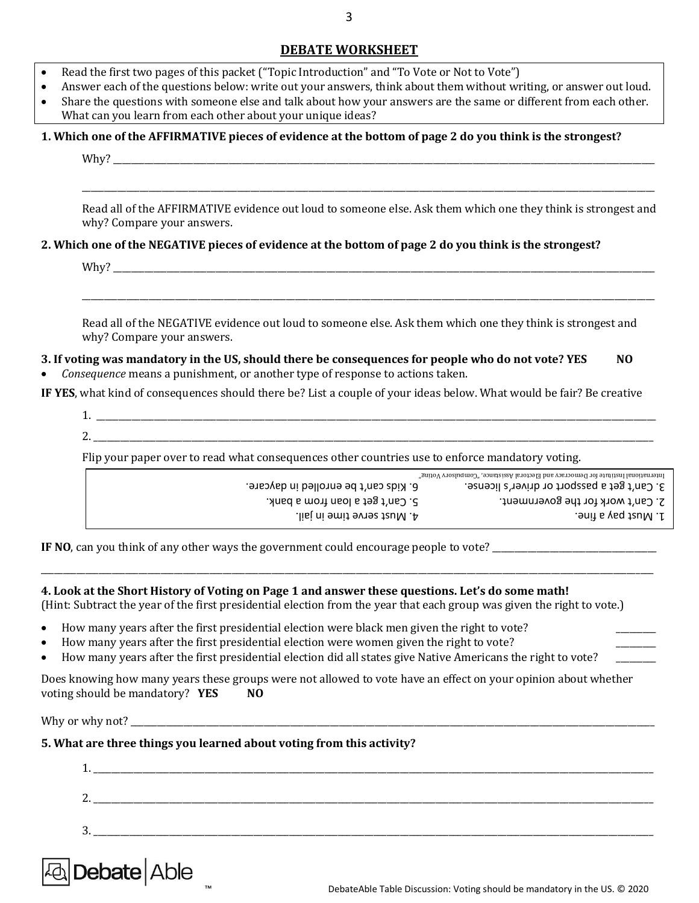## DEBATE WORKSHEET

- Read the first two pages of this packet ("Topic Introduction" and "To Vote or Not to Vote")
- Answer each of the questions below: write out your answers, think about them without writing, or answer out loud.
- Share the questions with someone else and talk about how your answers are the same or different from each other. What can you learn from each other about your unique ideas?

**1. Which one of the AFFIRMATIVE pieces of evidence at the bottom of page 2 do you think is the strongest?**

Why? ______________________________________________________________________________

______________________________________________________________________________

Read all of the AFFIRMATIVE evidence out loud to someone else. Ask them which one they think is strongest and why? Compare your answers.

**2. Which one of the NEGATIVE pieces of evidence at the bottom of page 2 do you think is the strongest?**

Why? ______________________________________________________________________________

______________________________________________________________________________

Read all of the NEGATIVE evidence out loud to someone else. Ask them which one they think is strongest and why? Compare your answers.

**3. If voting was mandatory in the US, should there be consequences for people who do not vote? YES NO**

- *Consequence* means a punishment, or another type of response to actions taken.

**IF YES**, what kind of consequences should there be? List a couple of your ideas below. What would be fair? Be creative

1. ______________________________________________________________________________
2. ______________________________________________________________________________

Flip your paper over to read what consequences other countries use to enforce mandatory voting.

| | |
|---|---|
| 1. Must pay a fine. | 4. Must serve time in jail. |
| 2. Can't work for the government. | 5. Can't get a loan from a bank. |
| 3. Can't get a passport or driver's license. | 6. Kids can't be enrolled in daycare. |

International Institute for Democracy and Electoral Assistance, "Compulsory Voting"

**IF NO**, can you think of any other ways the government could encourage people to vote? ____________________

______________________________________________________________________________

**4. Look at the Short History of Voting on Page 1 and answer these questions. Let's do some math!**

(Hint: Subtract the year of the first presidential election from the year that each group was given the right to vote.)

- How many years after the first presidential election were black men given the right to vote? ________
- How many years after the first presidential election were women given the right to vote? ________
- How many years after the first presidential election did all states give Native Americans the right to vote? ________

Does knowing how many years these groups were not allowed to vote have an effect on your opinion about whether voting should be mandatory? **YES NO**

Why or why not? ______________________________________________________________________________

**5. What are three things you learned about voting from this activity?**

1. ______________________________________________________________________________

2. ______________________________________________________________________________

3. ______________________________________________________________________________

DebateAble™

DebateAble Table Discussion: Voting should be mandatory in the US. © 2020